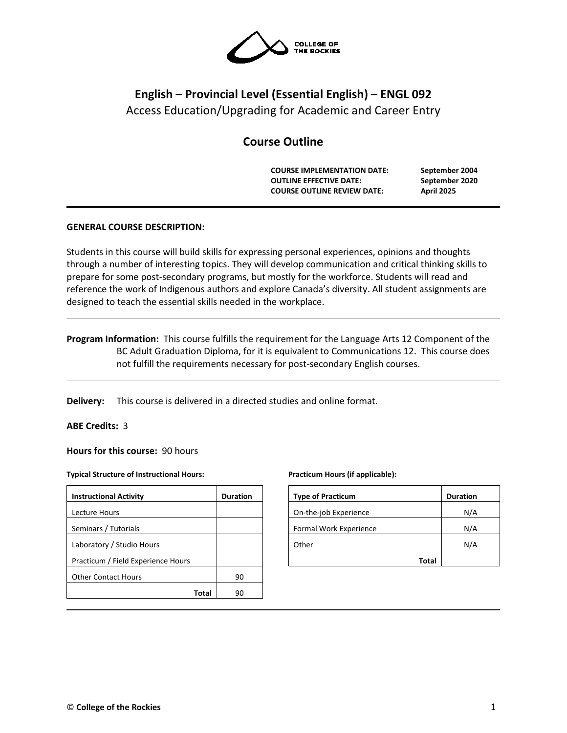COLLEGE OF THE ROCKIES

# English – Provincial Level (Essential English) – ENGL 092

Access Education/Upgrading for Academic and Career Entry

## Course Outline

| | |
|---|---|
| **COURSE IMPLEMENTATION DATE:** | **September 2004** |
| **OUTLINE EFFECTIVE DATE:** | **September 2020** |
| **COURSE OUTLINE REVIEW DATE:** | **April 2025** |

### GENERAL COURSE DESCRIPTION:

Students in this course will build skills for expressing personal experiences, opinions and thoughts through a number of interesting topics. They will develop communication and critical thinking skills to prepare for some post-secondary programs, but mostly for the workforce. Students will read and reference the work of Indigenous authors and explore Canada's diversity. All student assignments are designed to teach the essential skills needed in the workplace.

**Program Information:** This course fulfills the requirement for the Language Arts 12 Component of the BC Adult Graduation Diploma, for it is equivalent to Communications 12. This course does not fulfill the requirements necessary for post-secondary English courses.

**Delivery:** This course is delivered in a directed studies and online format.

**ABE Credits:** 3

**Hours for this course:** 90 hours

**Typical Structure of Instructional Hours:**

| Instructional Activity | Duration |
|---|---|
| Lecture Hours | |
| Seminars / Tutorials | |
| Laboratory / Studio Hours | |
| Practicum / Field Experience Hours | |
| Other Contact Hours | 90 |
| **Total** | 90 |

**Practicum Hours (if applicable):**

| Type of Practicum | Duration |
|---|---|
| On-the-job Experience | N/A |
| Formal Work Experience | N/A |
| Other | N/A |
| **Total** | |

© College of the Rockies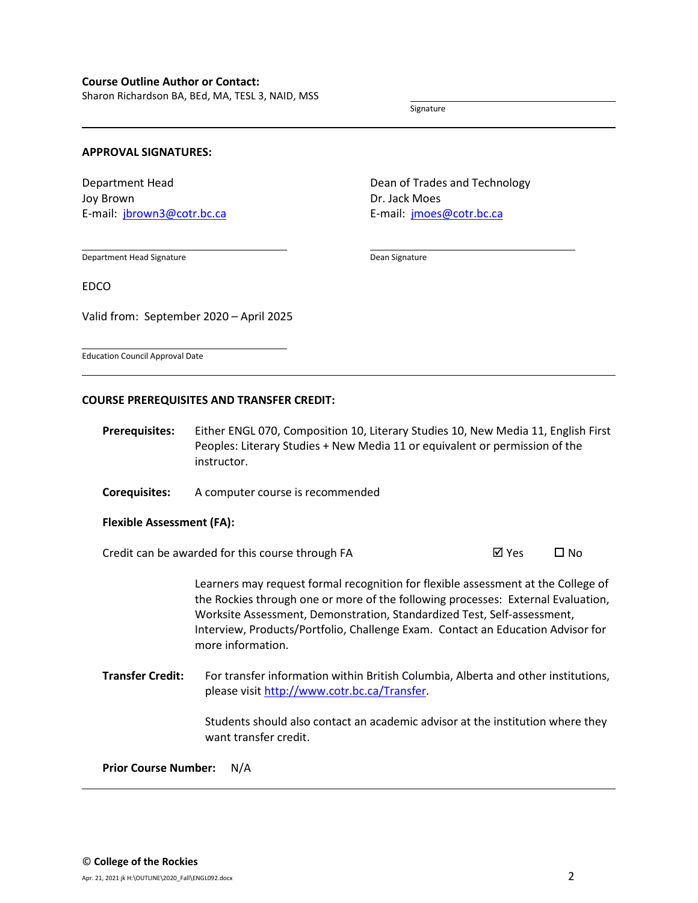**Course Outline Author or Contact:**
Sharon Richardson BA, BEd, MA, TESL 3, NAID, MSS

Signature

---

**APPROVAL SIGNATURES:**

Department Head
Joy Brown
E-mail: jbrown3@cotr.bc.ca

Department Head Signature

Dean of Trades and Technology
Dr. Jack Moes
E-mail: jmoes@cotr.bc.ca

Dean Signature

EDCO

Valid from: September 2020 – April 2025

Education Council Approval Date

---

**COURSE PREREQUISITES AND TRANSFER CREDIT:**

**Prerequisites:** Either ENGL 070, Composition 10, Literary Studies 10, New Media 11, English First Peoples: Literary Studies + New Media 11 or equivalent or permission of the instructor.

**Corequisites:** A computer course is recommended

**Flexible Assessment (FA):**

Credit can be awarded for this course through FA ☑ Yes ☐ No

Learners may request formal recognition for flexible assessment at the College of the Rockies through one or more of the following processes: External Evaluation, Worksite Assessment, Demonstration, Standardized Test, Self-assessment, Interview, Products/Portfolio, Challenge Exam. Contact an Education Advisor for more information.

**Transfer Credit:** For transfer information within British Columbia, Alberta and other institutions, please visit http://www.cotr.bc.ca/Transfer.

Students should also contact an academic advisor at the institution where they want transfer credit.

**Prior Course Number:** N/A

---

© **College of the Rockies**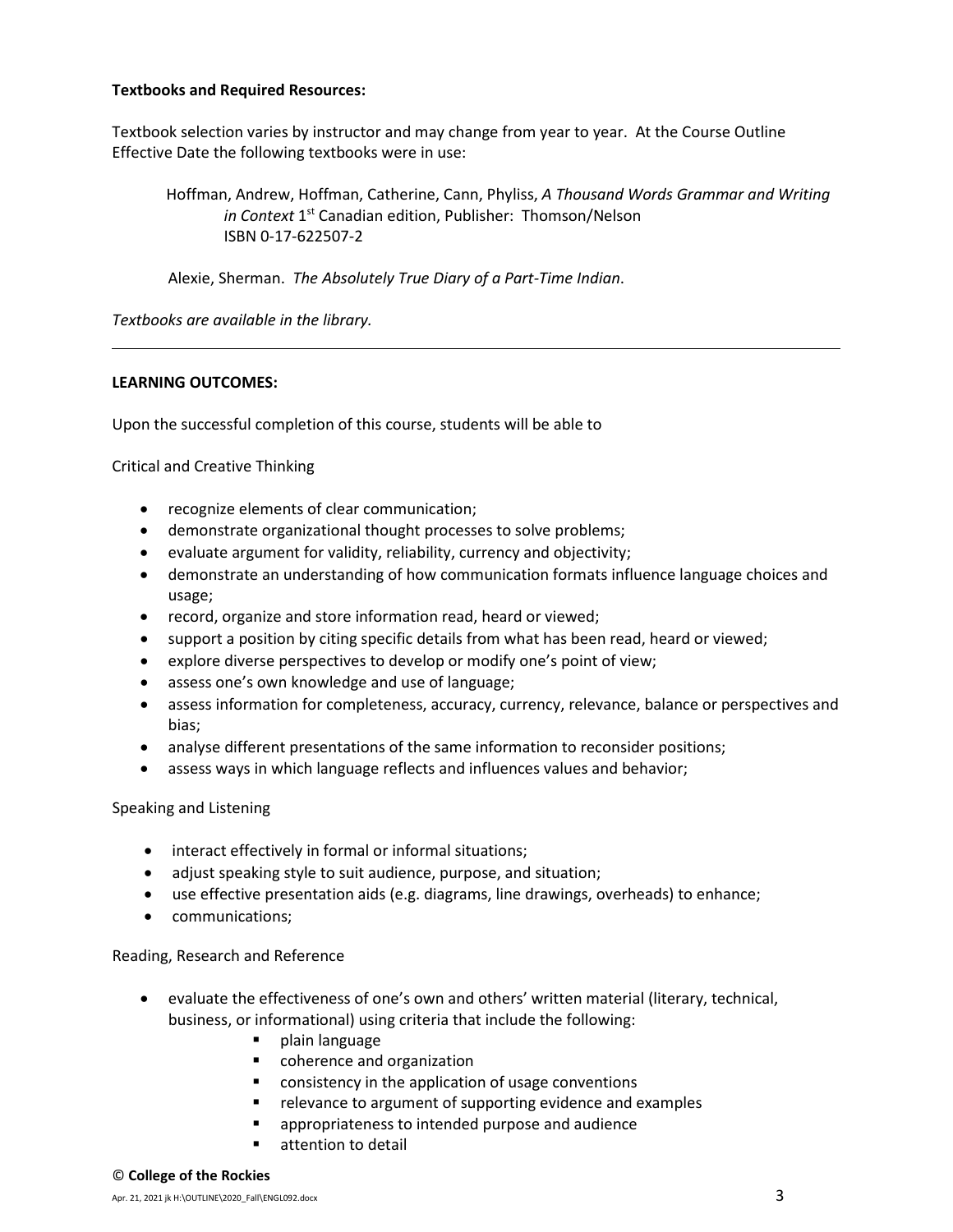**Textbooks and Required Resources:**

Textbook selection varies by instructor and may change from year to year. At the Course Outline Effective Date the following textbooks were in use:

> Hoffman, Andrew, Hoffman, Catherine, Cann, Phyliss, *A Thousand Words Grammar and Writing in Context* 1st Canadian edition, Publisher: Thomson/Nelson ISBN 0-17-622507-2
>
> Alexie, Sherman. *The Absolutely True Diary of a Part-Time Indian*.

*Textbooks are available in the library.*

---

**LEARNING OUTCOMES:**

Upon the successful completion of this course, students will be able to

Critical and Creative Thinking

- recognize elements of clear communication;
- demonstrate organizational thought processes to solve problems;
- evaluate argument for validity, reliability, currency and objectivity;
- demonstrate an understanding of how communication formats influence language choices and usage;
- record, organize and store information read, heard or viewed;
- support a position by citing specific details from what has been read, heard or viewed;
- explore diverse perspectives to develop or modify one's point of view;
- assess one's own knowledge and use of language;
- assess information for completeness, accuracy, currency, relevance, balance or perspectives and bias;
- analyse different presentations of the same information to reconsider positions;
- assess ways in which language reflects and influences values and behavior;

Speaking and Listening

- interact effectively in formal or informal situations;
- adjust speaking style to suit audience, purpose, and situation;
- use effective presentation aids (e.g. diagrams, line drawings, overheads) to enhance;
- communications;

Reading, Research and Reference

- evaluate the effectiveness of one's own and others' written material (literary, technical, business, or informational) using criteria that include the following:
  - plain language
  - coherence and organization
  - consistency in the application of usage conventions
  - relevance to argument of supporting evidence and examples
  - appropriateness to intended purpose and audience
  - attention to detail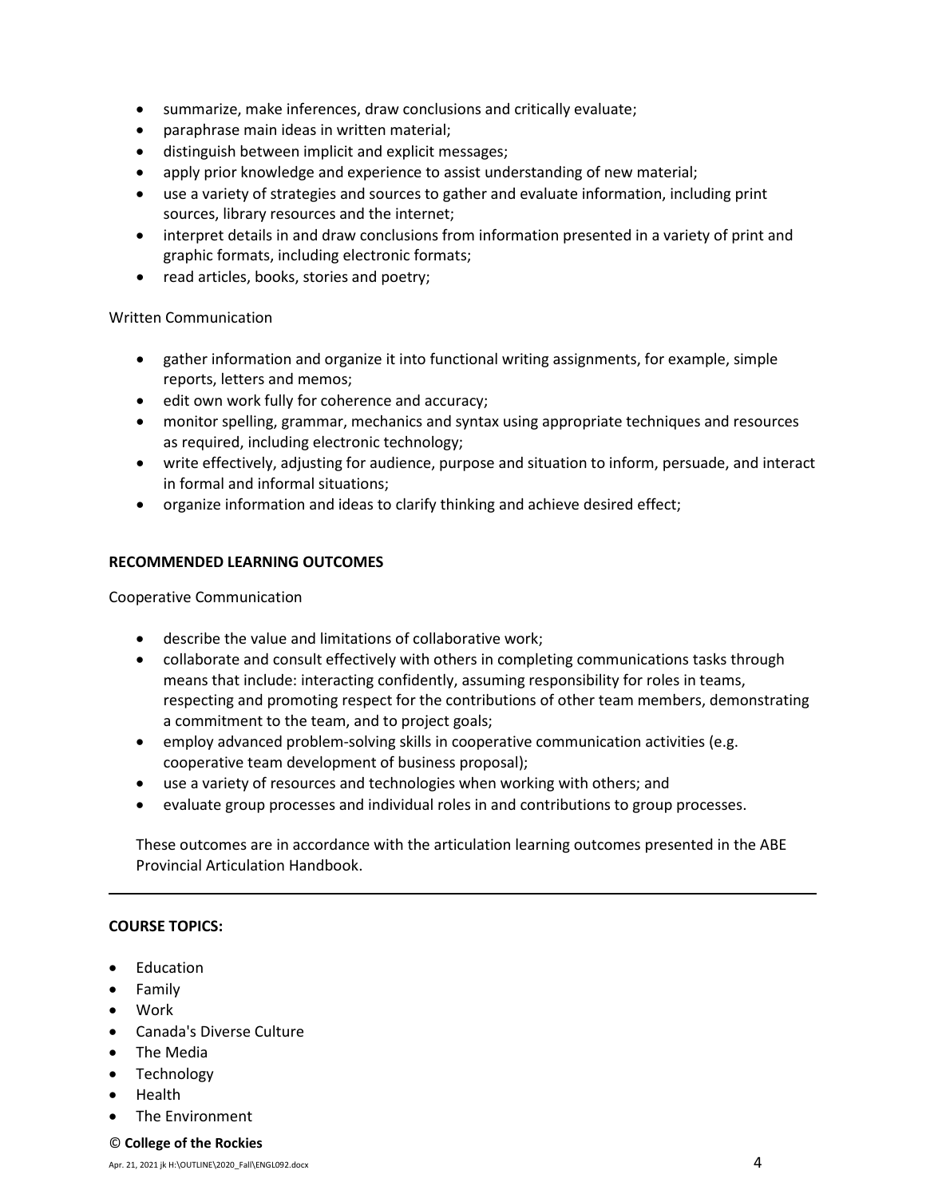- summarize, make inferences, draw conclusions and critically evaluate;
- paraphrase main ideas in written material;
- distinguish between implicit and explicit messages;
- apply prior knowledge and experience to assist understanding of new material;
- use a variety of strategies and sources to gather and evaluate information, including print sources, library resources and the internet;
- interpret details in and draw conclusions from information presented in a variety of print and graphic formats, including electronic formats;
- read articles, books, stories and poetry;

Written Communication

- gather information and organize it into functional writing assignments, for example, simple reports, letters and memos;
- edit own work fully for coherence and accuracy;
- monitor spelling, grammar, mechanics and syntax using appropriate techniques and resources as required, including electronic technology;
- write effectively, adjusting for audience, purpose and situation to inform, persuade, and interact in formal and informal situations;
- organize information and ideas to clarify thinking and achieve desired effect;

**RECOMMENDED LEARNING OUTCOMES**

Cooperative Communication

- describe the value and limitations of collaborative work;
- collaborate and consult effectively with others in completing communications tasks through means that include: interacting confidently, assuming responsibility for roles in teams, respecting and promoting respect for the contributions of other team members, demonstrating a commitment to the team, and to project goals;
- employ advanced problem-solving skills in cooperative communication activities (e.g. cooperative team development of business proposal);
- use a variety of resources and technologies when working with others; and
- evaluate group processes and individual roles in and contributions to group processes.

These outcomes are in accordance with the articulation learning outcomes presented in the ABE Provincial Articulation Handbook.

---

**COURSE TOPICS:**

- Education
- Family
- Work
- Canada's Diverse Culture
- The Media
- Technology
- Health
- The Environment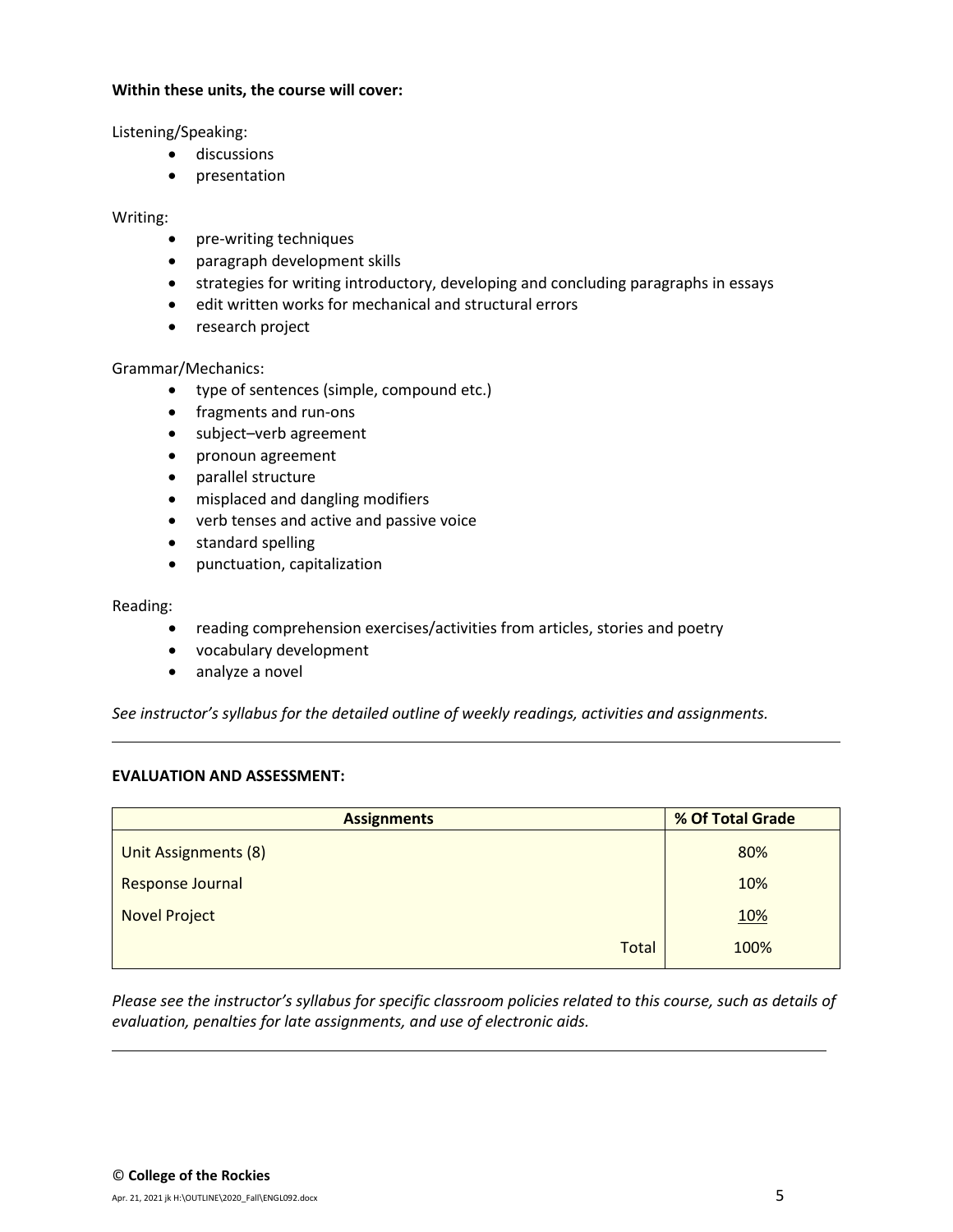**Within these units, the course will cover:**

Listening/Speaking:

- discussions
- presentation

Writing:

- pre-writing techniques
- paragraph development skills
- strategies for writing introductory, developing and concluding paragraphs in essays
- edit written works for mechanical and structural errors
- research project

Grammar/Mechanics:

- type of sentences (simple, compound etc.)
- fragments and run-ons
- subject–verb agreement
- pronoun agreement
- parallel structure
- misplaced and dangling modifiers
- verb tenses and active and passive voice
- standard spelling
- punctuation, capitalization

Reading:

- reading comprehension exercises/activities from articles, stories and poetry
- vocabulary development
- analyze a novel

*See instructor's syllabus for the detailed outline of weekly readings, activities and assignments.*

---

**EVALUATION AND ASSESSMENT:**

| Assignments | % Of Total Grade |
|---|---|
| Unit Assignments (8) | 80% |
| Response Journal | 10% |
| Novel Project | 10% |
| Total | 100% |

*Please see the instructor's syllabus for specific classroom policies related to this course, such as details of evaluation, penalties for late assignments, and use of electronic aids.*

---

© **College of the Rockies**

Apr. 21, 2021 jk H:\OUTLINE\2020_Fall\ENGL092.docx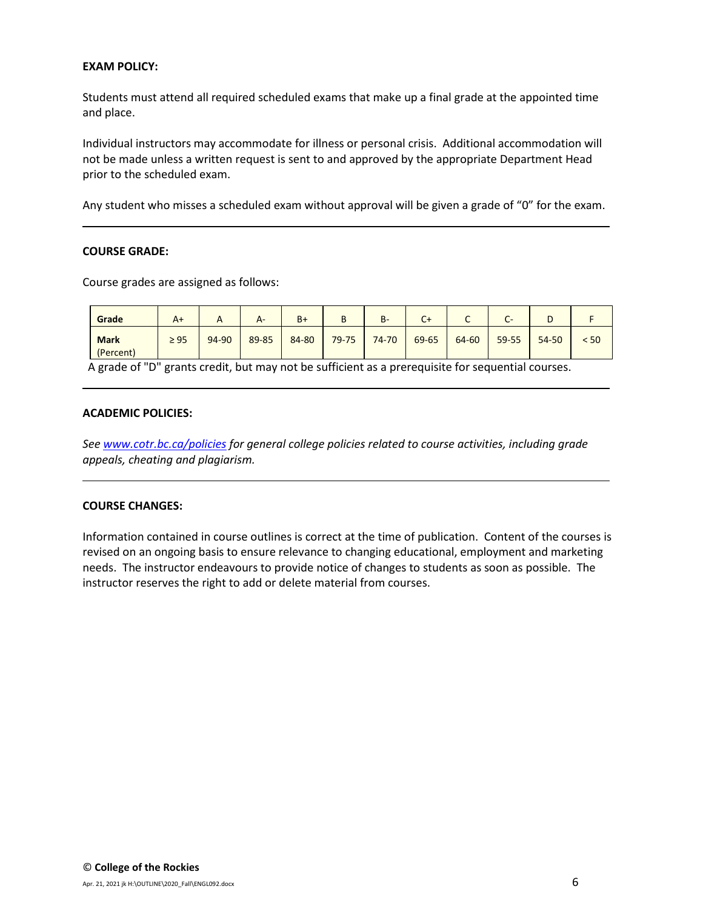**EXAM POLICY:**

Students must attend all required scheduled exams that make up a final grade at the appointed time and place.

Individual instructors may accommodate for illness or personal crisis. Additional accommodation will not be made unless a written request is sent to and approved by the appropriate Department Head prior to the scheduled exam.

Any student who misses a scheduled exam without approval will be given a grade of "0" for the exam.

---

**COURSE GRADE:**

Course grades are assigned as follows:

| **Grade** | A+ | A | A- | B+ | B | B- | C+ | C | C- | D | F |
|---|---|---|---|---|---|---|---|---|---|---|---|
| **Mark** (Percent) | ≥ 95 | 94-90 | 89-85 | 84-80 | 79-75 | 74-70 | 69-65 | 64-60 | 59-55 | 54-50 | < 50 |

A grade of "D" grants credit, but may not be sufficient as a prerequisite for sequential courses.

---

**ACADEMIC POLICIES:**

*See [www.cotr.bc.ca/policies](www.cotr.bc.ca/policies) for general college policies related to course activities, including grade appeals, cheating and plagiarism.*

---

**COURSE CHANGES:**

Information contained in course outlines is correct at the time of publication. Content of the courses is revised on an ongoing basis to ensure relevance to changing educational, employment and marketing needs. The instructor endeavours to provide notice of changes to students as soon as possible. The instructor reserves the right to add or delete material from courses.